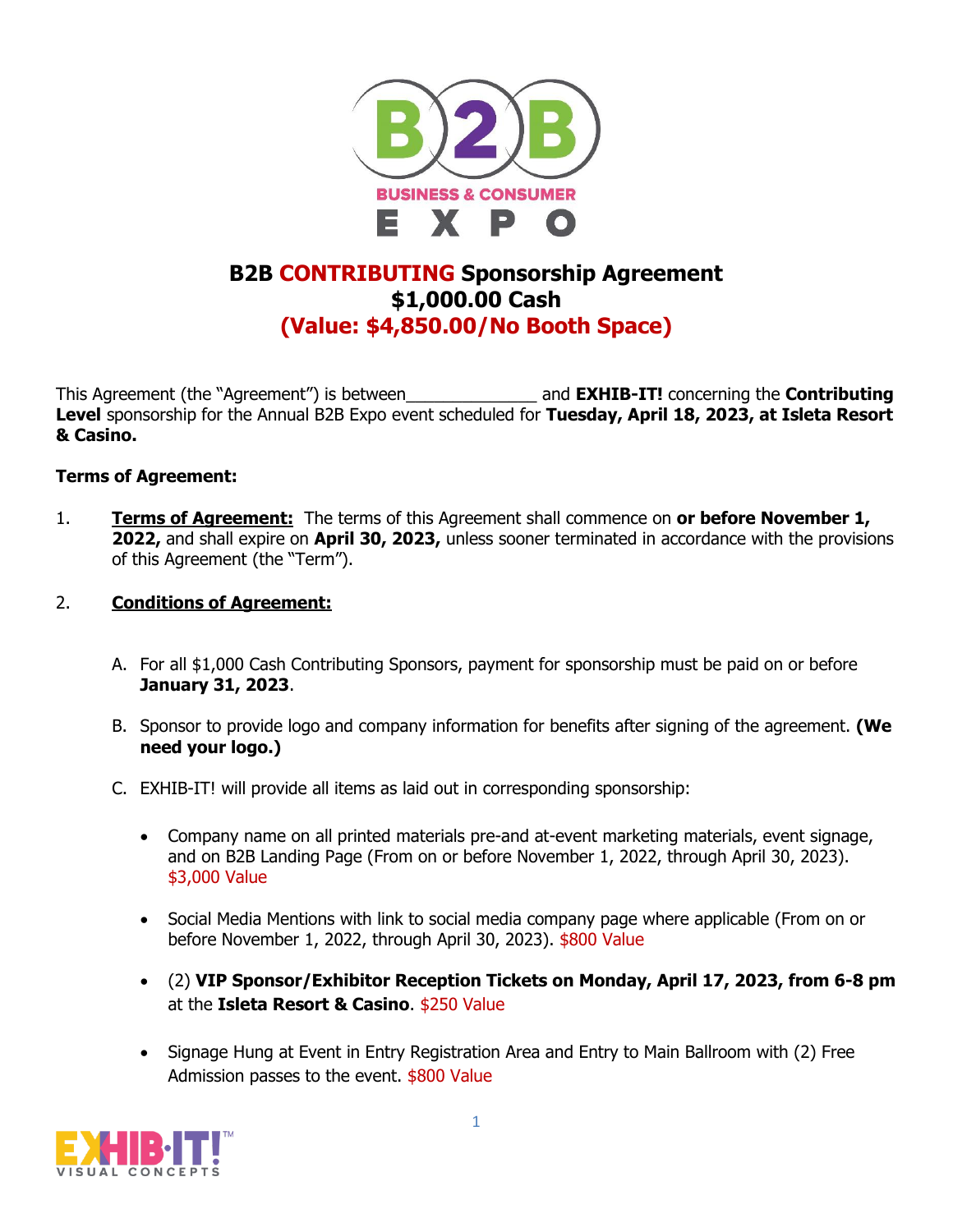# B2B CONTRIBUTING Sponsorship Agreement
# $1,000.00 Cash
# (Value: $4,850.00/No Booth Space)

This Agreement (the "Agreement") is between_____________ and **EXHIB-IT!** concerning the **Contributing Level** sponsorship for the Annual B2B Expo event scheduled for **Tuesday, April 18, 2023, at Isleta Resort & Casino.**

**Terms of Agreement:**

1. **Terms of Agreement:** The terms of this Agreement shall commence on **or before November 1, 2022,** and shall expire on **April 30, 2023,** unless sooner terminated in accordance with the provisions of this Agreement (the "Term").

2. **Conditions of Agreement:**

   A. For all $1,000 Cash Contributing Sponsors, payment for sponsorship must be paid on or before **January 31, 2023**.

   B. Sponsor to provide logo and company information for benefits after signing of the agreement. **(We need your logo.)**

   C. EXHIB-IT! will provide all items as laid out in corresponding sponsorship:

   - Company name on all printed materials pre-and at-event marketing materials, event signage, and on B2B Landing Page (From on or before November 1, 2022, through April 30, 2023). $3,000 Value

   - Social Media Mentions with link to social media company page where applicable (From on or before November 1, 2022, through April 30, 2023). $800 Value

   - (2) **VIP Sponsor/Exhibitor Reception Tickets on Monday, April 17, 2023, from 6-8 pm** at the **Isleta Resort & Casino**. $250 Value

   - Signage Hung at Event in Entry Registration Area and Entry to Main Ballroom with (2) Free Admission passes to the event. $800 Value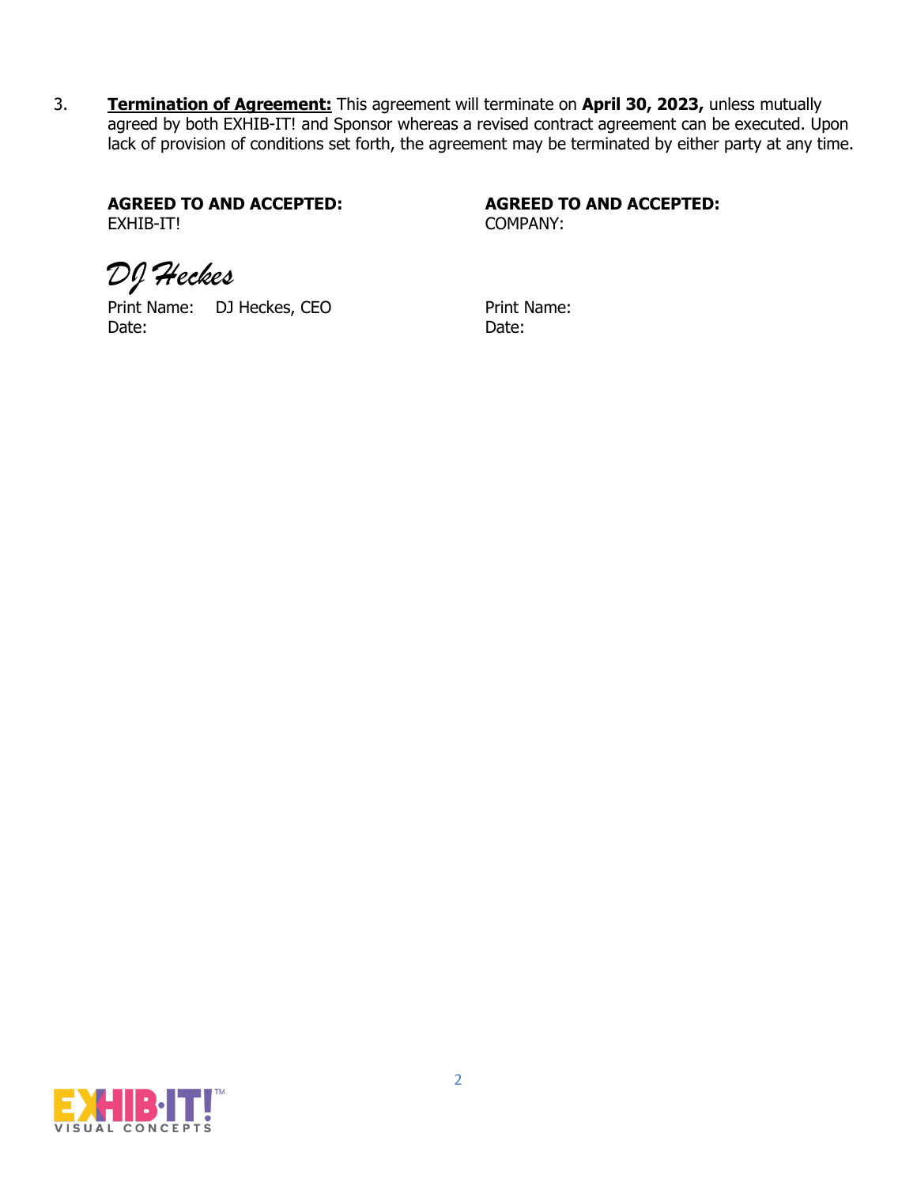3. **Termination of Agreement:** This agreement will terminate on **April 30, 2023,** unless mutually agreed by both EXHIB-IT! and Sponsor whereas a revised contract agreement can be executed. Upon lack of provision of conditions set forth, the agreement may be terminated by either party at any time.

**AGREED TO AND ACCEPTED:**
EXHIB-IT!

*DJ Heckes*

Print Name: DJ Heckes, CEO
Date:

**AGREED TO AND ACCEPTED:**
COMPANY:

Print Name:
Date: